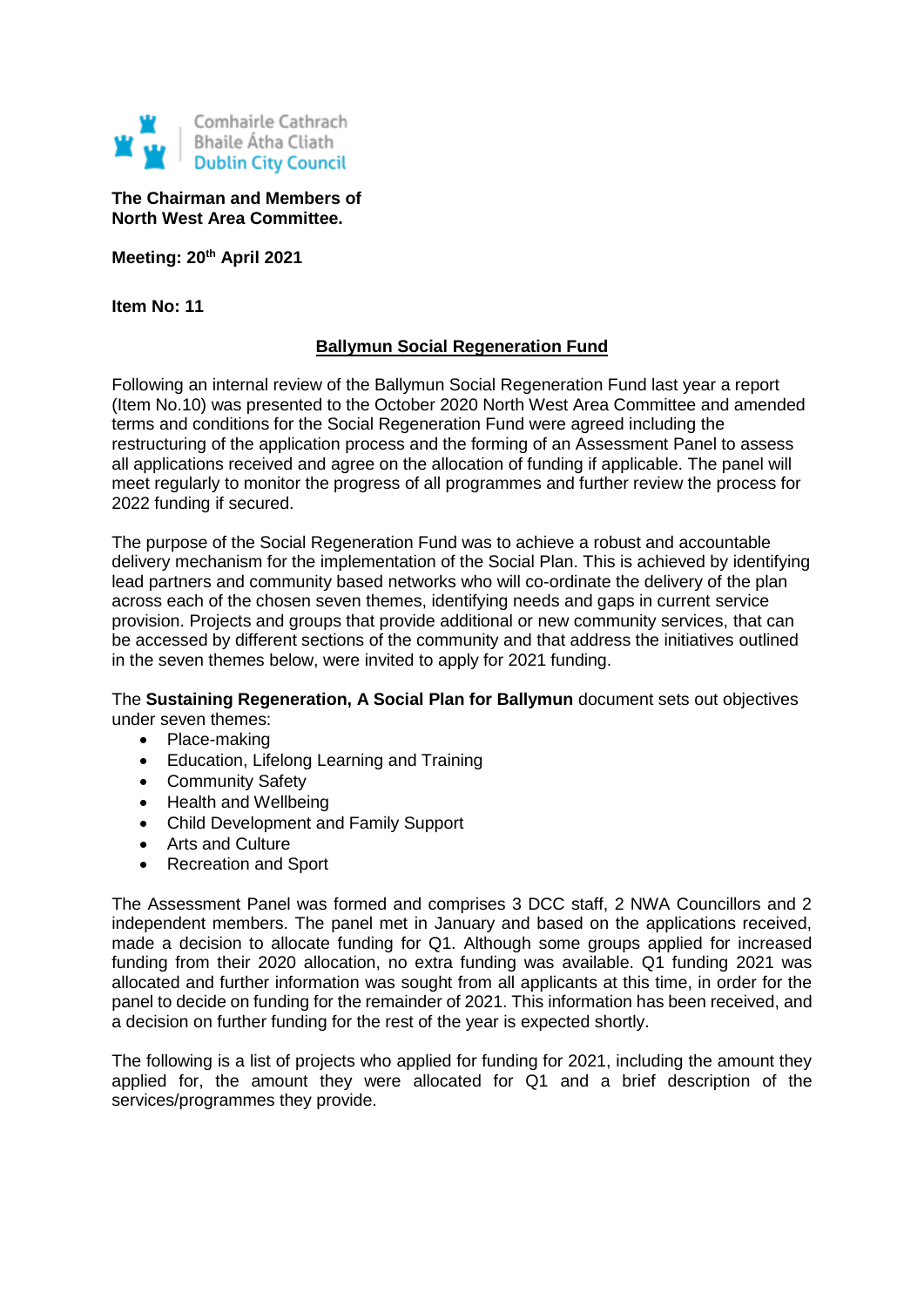Comhairle Cathrach
Bhaile Átha Cliath
Dublin City Council

**The Chairman and Members of**
**North West Area Committee.**

**Meeting: 20th April 2021**

**Item No: 11**

## Ballymun Social Regeneration Fund

Following an internal review of the Ballymun Social Regeneration Fund last year a report (Item No.10) was presented to the October 2020 North West Area Committee and amended terms and conditions for the Social Regeneration Fund were agreed including the restructuring of the application process and the forming of an Assessment Panel to assess all applications received and agree on the allocation of funding if applicable. The panel will meet regularly to monitor the progress of all programmes and further review the process for 2022 funding if secured.

The purpose of the Social Regeneration Fund was to achieve a robust and accountable delivery mechanism for the implementation of the Social Plan. This is achieved by identifying lead partners and community based networks who will co-ordinate the delivery of the plan across each of the chosen seven themes, identifying needs and gaps in current service provision. Projects and groups that provide additional or new community services, that can be accessed by different sections of the community and that address the initiatives outlined in the seven themes below, were invited to apply for 2021 funding.

The **Sustaining Regeneration, A Social Plan for Ballymun** document sets out objectives under seven themes:

- Place-making
- Education, Lifelong Learning and Training
- Community Safety
- Health and Wellbeing
- Child Development and Family Support
- Arts and Culture
- Recreation and Sport

The Assessment Panel was formed and comprises 3 DCC staff, 2 NWA Councillors and 2 independent members. The panel met in January and based on the applications received, made a decision to allocate funding for Q1. Although some groups applied for increased funding from their 2020 allocation, no extra funding was available. Q1 funding 2021 was allocated and further information was sought from all applicants at this time, in order for the panel to decide on funding for the remainder of 2021. This information has been received, and a decision on further funding for the rest of the year is expected shortly.

The following is a list of projects who applied for funding for 2021, including the amount they applied for, the amount they were allocated for Q1 and a brief description of the services/programmes they provide.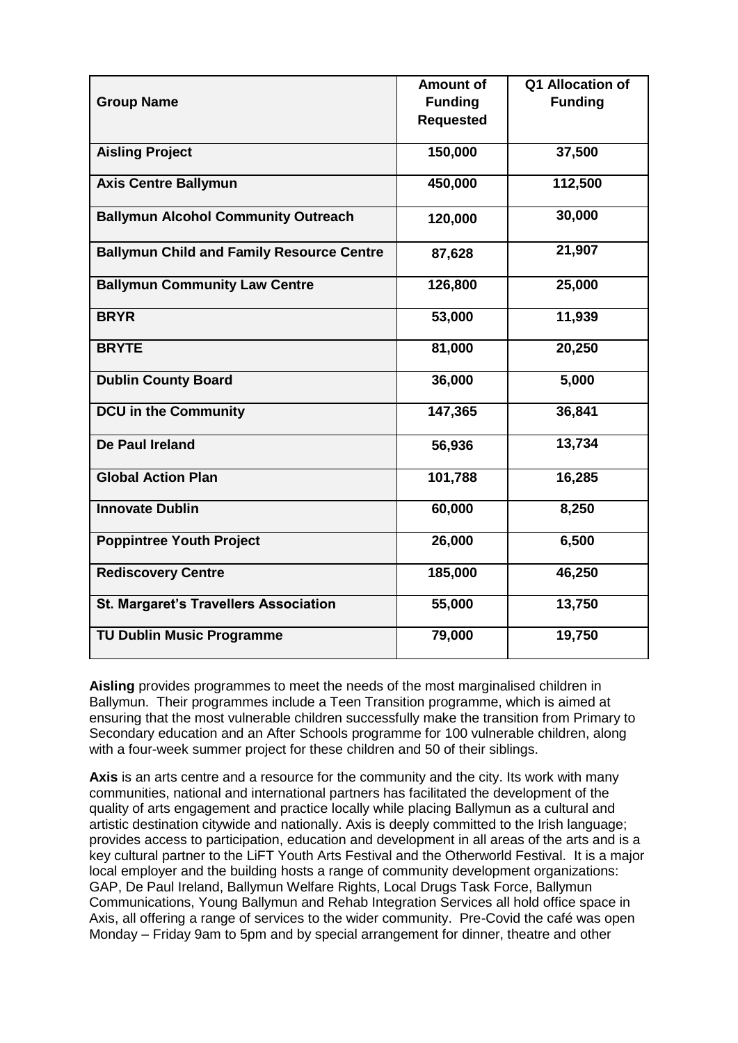| Group Name | Amount of Funding Requested | Q1 Allocation of Funding |
|---|---|---|
| **Aisling Project** | 150,000 | 37,500 |
| **Axis Centre Ballymun** | 450,000 | 112,500 |
| **Ballymun Alcohol Community Outreach** | 120,000 | 30,000 |
| **Ballymun Child and Family Resource Centre** | 87,628 | 21,907 |
| **Ballymun Community Law Centre** | 126,800 | 25,000 |
| **BRYR** | 53,000 | 11,939 |
| **BRYTE** | 81,000 | 20,250 |
| **Dublin County Board** | 36,000 | 5,000 |
| **DCU in the Community** | 147,365 | 36,841 |
| **De Paul Ireland** | 56,936 | 13,734 |
| **Global Action Plan** | 101,788 | 16,285 |
| **Innovate Dublin** | 60,000 | 8,250 |
| **Poppintree Youth Project** | 26,000 | 6,500 |
| **Rediscovery Centre** | 185,000 | 46,250 |
| **St. Margaret's Travellers Association** | 55,000 | 13,750 |
| **TU Dublin Music Programme** | 79,000 | 19,750 |

**Aisling** provides programmes to meet the needs of the most marginalised children in Ballymun. Their programmes include a Teen Transition programme, which is aimed at ensuring that the most vulnerable children successfully make the transition from Primary to Secondary education and an After Schools programme for 100 vulnerable children, along with a four-week summer project for these children and 50 of their siblings.

**Axis** is an arts centre and a resource for the community and the city. Its work with many communities, national and international partners has facilitated the development of the quality of arts engagement and practice locally while placing Ballymun as a cultural and artistic destination citywide and nationally. Axis is deeply committed to the Irish language; provides access to participation, education and development in all areas of the arts and is a key cultural partner to the LiFT Youth Arts Festival and the Otherworld Festival. It is a major local employer and the building hosts a range of community development organizations: GAP, De Paul Ireland, Ballymun Welfare Rights, Local Drugs Task Force, Ballymun Communications, Young Ballymun and Rehab Integration Services all hold office space in Axis, all offering a range of services to the wider community. Pre-Covid the café was open Monday – Friday 9am to 5pm and by special arrangement for dinner, theatre and other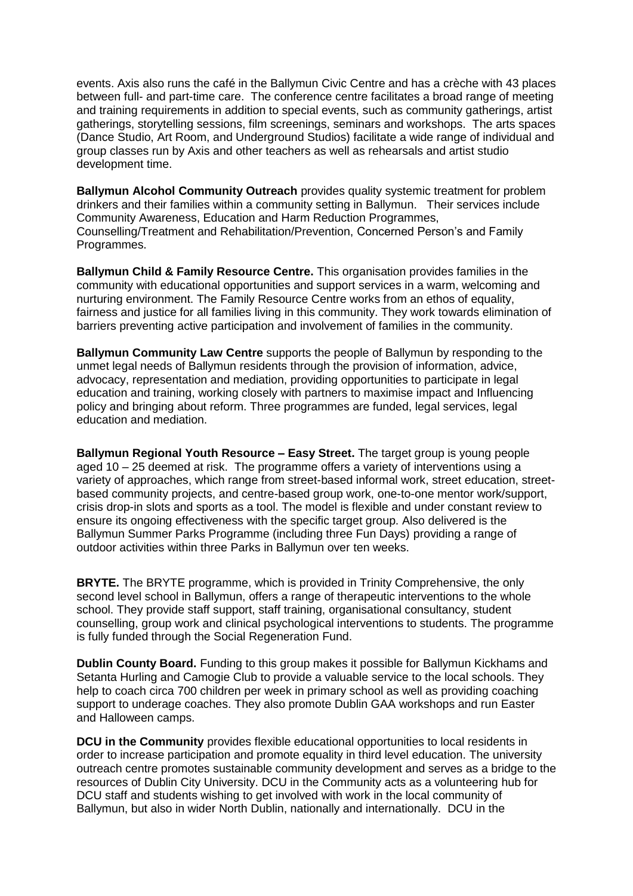events. Axis also runs the café in the Ballymun Civic Centre and has a crèche with 43 places between full- and part-time care. The conference centre facilitates a broad range of meeting and training requirements in addition to special events, such as community gatherings, artist gatherings, storytelling sessions, film screenings, seminars and workshops. The arts spaces (Dance Studio, Art Room, and Underground Studios) facilitate a wide range of individual and group classes run by Axis and other teachers as well as rehearsals and artist studio development time.

**Ballymun Alcohol Community Outreach** provides quality systemic treatment for problem drinkers and their families within a community setting in Ballymun. Their services include Community Awareness, Education and Harm Reduction Programmes, Counselling/Treatment and Rehabilitation/Prevention, Concerned Person's and Family Programmes.

**Ballymun Child & Family Resource Centre.** This organisation provides families in the community with educational opportunities and support services in a warm, welcoming and nurturing environment. The Family Resource Centre works from an ethos of equality, fairness and justice for all families living in this community. They work towards elimination of barriers preventing active participation and involvement of families in the community.

**Ballymun Community Law Centre** supports the people of Ballymun by responding to the unmet legal needs of Ballymun residents through the provision of information, advice, advocacy, representation and mediation, providing opportunities to participate in legal education and training, working closely with partners to maximise impact and Influencing policy and bringing about reform. Three programmes are funded, legal services, legal education and mediation.

**Ballymun Regional Youth Resource – Easy Street.** The target group is young people aged 10 – 25 deemed at risk. The programme offers a variety of interventions using a variety of approaches, which range from street-based informal work, street education, street-based community projects, and centre-based group work, one-to-one mentor work/support, crisis drop-in slots and sports as a tool. The model is flexible and under constant review to ensure its ongoing effectiveness with the specific target group. Also delivered is the Ballymun Summer Parks Programme (including three Fun Days) providing a range of outdoor activities within three Parks in Ballymun over ten weeks.

**BRYTE.** The BRYTE programme, which is provided in Trinity Comprehensive, the only second level school in Ballymun, offers a range of therapeutic interventions to the whole school. They provide staff support, staff training, organisational consultancy, student counselling, group work and clinical psychological interventions to students. The programme is fully funded through the Social Regeneration Fund.

**Dublin County Board.** Funding to this group makes it possible for Ballymun Kickhams and Setanta Hurling and Camogie Club to provide a valuable service to the local schools. They help to coach circa 700 children per week in primary school as well as providing coaching support to underage coaches. They also promote Dublin GAA workshops and run Easter and Halloween camps.

**DCU in the Community** provides flexible educational opportunities to local residents in order to increase participation and promote equality in third level education. The university outreach centre promotes sustainable community development and serves as a bridge to the resources of Dublin City University. DCU in the Community acts as a volunteering hub for DCU staff and students wishing to get involved with work in the local community of Ballymun, but also in wider North Dublin, nationally and internationally. DCU in the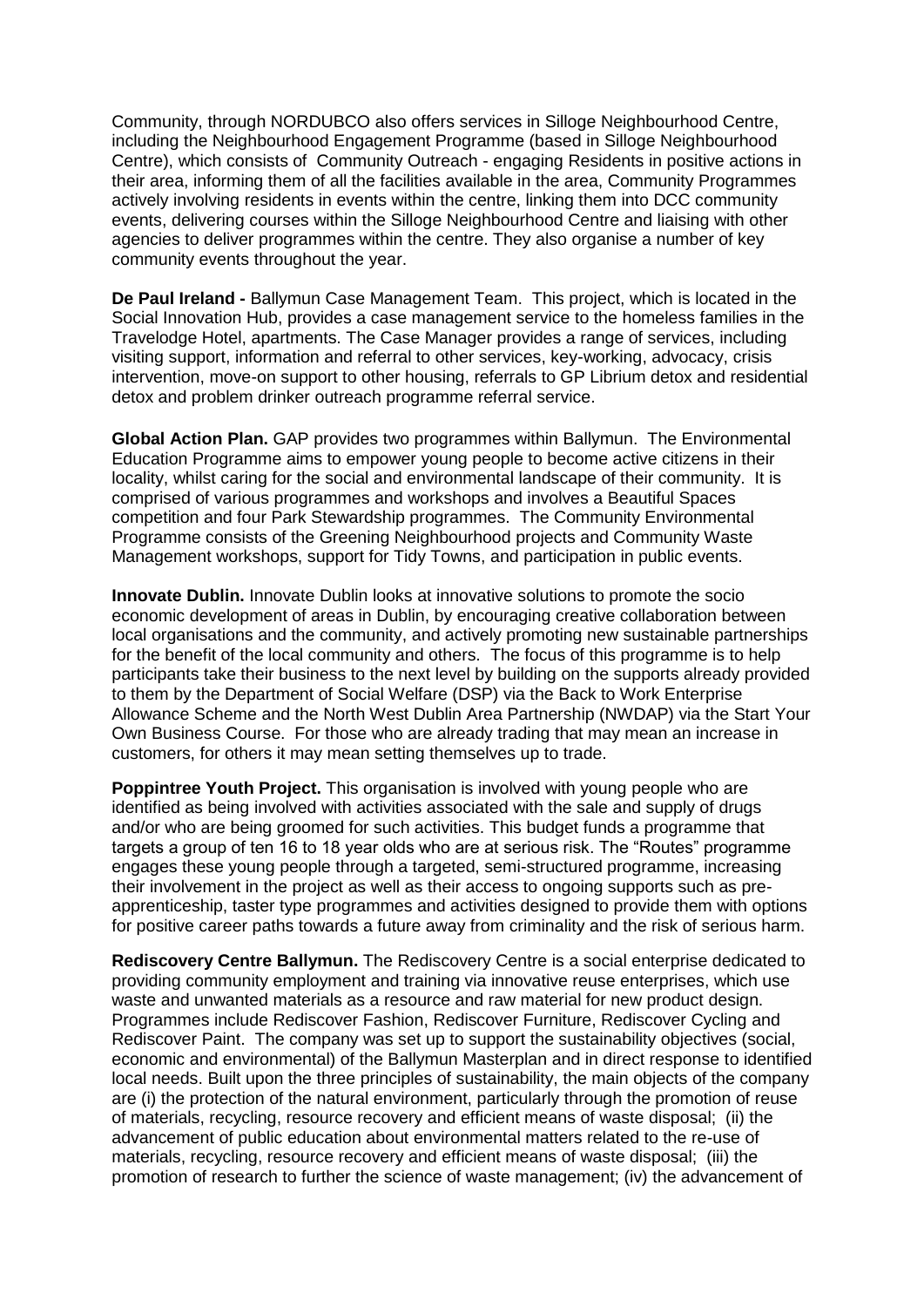Community, through NORDUBCO also offers services in Silloge Neighbourhood Centre, including the Neighbourhood Engagement Programme (based in Silloge Neighbourhood Centre), which consists of Community Outreach - engaging Residents in positive actions in their area, informing them of all the facilities available in the area, Community Programmes actively involving residents in events within the centre, linking them into DCC community events, delivering courses within the Silloge Neighbourhood Centre and liaising with other agencies to deliver programmes within the centre. They also organise a number of key community events throughout the year.

**De Paul Ireland -** Ballymun Case Management Team. This project, which is located in the Social Innovation Hub, provides a case management service to the homeless families in the Travelodge Hotel, apartments. The Case Manager provides a range of services, including visiting support, information and referral to other services, key-working, advocacy, crisis intervention, move-on support to other housing, referrals to GP Librium detox and residential detox and problem drinker outreach programme referral service.

**Global Action Plan.** GAP provides two programmes within Ballymun. The Environmental Education Programme aims to empower young people to become active citizens in their locality, whilst caring for the social and environmental landscape of their community. It is comprised of various programmes and workshops and involves a Beautiful Spaces competition and four Park Stewardship programmes. The Community Environmental Programme consists of the Greening Neighbourhood projects and Community Waste Management workshops, support for Tidy Towns, and participation in public events.

**Innovate Dublin.** Innovate Dublin looks at innovative solutions to promote the socio economic development of areas in Dublin, by encouraging creative collaboration between local organisations and the community, and actively promoting new sustainable partnerships for the benefit of the local community and others. The focus of this programme is to help participants take their business to the next level by building on the supports already provided to them by the Department of Social Welfare (DSP) via the Back to Work Enterprise Allowance Scheme and the North West Dublin Area Partnership (NWDAP) via the Start Your Own Business Course. For those who are already trading that may mean an increase in customers, for others it may mean setting themselves up to trade.

**Poppintree Youth Project.** This organisation is involved with young people who are identified as being involved with activities associated with the sale and supply of drugs and/or who are being groomed for such activities. This budget funds a programme that targets a group of ten 16 to 18 year olds who are at serious risk. The "Routes" programme engages these young people through a targeted, semi-structured programme, increasing their involvement in the project as well as their access to ongoing supports such as pre-apprenticeship, taster type programmes and activities designed to provide them with options for positive career paths towards a future away from criminality and the risk of serious harm.

**Rediscovery Centre Ballymun.** The Rediscovery Centre is a social enterprise dedicated to providing community employment and training via innovative reuse enterprises, which use waste and unwanted materials as a resource and raw material for new product design. Programmes include Rediscover Fashion, Rediscover Furniture, Rediscover Cycling and Rediscover Paint. The company was set up to support the sustainability objectives (social, economic and environmental) of the Ballymun Masterplan and in direct response to identified local needs. Built upon the three principles of sustainability, the main objects of the company are (i) the protection of the natural environment, particularly through the promotion of reuse of materials, recycling, resource recovery and efficient means of waste disposal; (ii) the advancement of public education about environmental matters related to the re-use of materials, recycling, resource recovery and efficient means of waste disposal; (iii) the promotion of research to further the science of waste management; (iv) the advancement of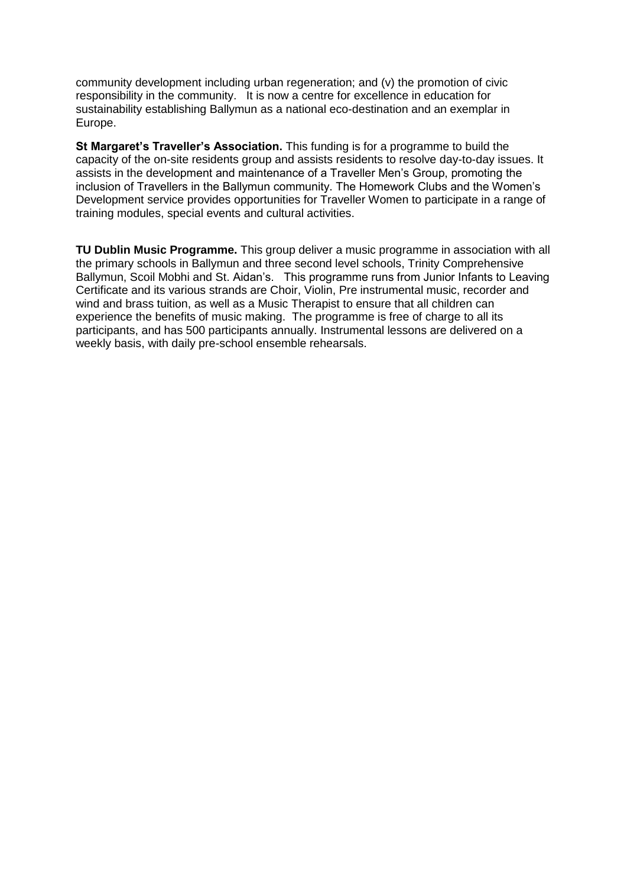community development including urban regeneration; and (v) the promotion of civic responsibility in the community. It is now a centre for excellence in education for sustainability establishing Ballymun as a national eco-destination and an exemplar in Europe.

**St Margaret's Traveller's Association.** This funding is for a programme to build the capacity of the on-site residents group and assists residents to resolve day-to-day issues. It assists in the development and maintenance of a Traveller Men's Group, promoting the inclusion of Travellers in the Ballymun community. The Homework Clubs and the Women's Development service provides opportunities for Traveller Women to participate in a range of training modules, special events and cultural activities.

**TU Dublin Music Programme.** This group deliver a music programme in association with all the primary schools in Ballymun and three second level schools, Trinity Comprehensive Ballymun, Scoil Mobhi and St. Aidan's. This programme runs from Junior Infants to Leaving Certificate and its various strands are Choir, Violin, Pre instrumental music, recorder and wind and brass tuition, as well as a Music Therapist to ensure that all children can experience the benefits of music making. The programme is free of charge to all its participants, and has 500 participants annually. Instrumental lessons are delivered on a weekly basis, with daily pre-school ensemble rehearsals.